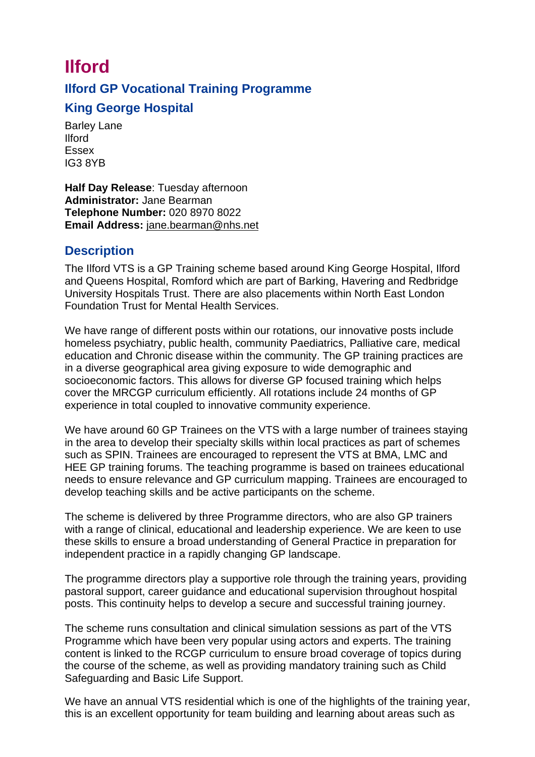# Ilford

## Ilford GP Vocational Training Programme

## King George Hospital

Barley Lane
Ilford
Essex
IG3 8YB

**Half Day Release**: Tuesday afternoon
**Administrator:** Jane Bearman
**Telephone Number:** 020 8970 8022
**Email Address:** jane.bearman@nhs.net

## Description

The Ilford VTS is a GP Training scheme based around King George Hospital, Ilford and Queens Hospital, Romford which are part of Barking, Havering and Redbridge University Hospitals Trust. There are also placements within North East London Foundation Trust for Mental Health Services.

We have range of different posts within our rotations, our innovative posts include homeless psychiatry, public health, community Paediatrics, Palliative care, medical education and Chronic disease within the community. The GP training practices are in a diverse geographical area giving exposure to wide demographic and socioeconomic factors. This allows for diverse GP focused training which helps cover the MRCGP curriculum efficiently. All rotations include 24 months of GP experience in total coupled to innovative community experience.

We have around 60 GP Trainees on the VTS with a large number of trainees staying in the area to develop their specialty skills within local practices as part of schemes such as SPIN. Trainees are encouraged to represent the VTS at BMA, LMC and HEE GP training forums. The teaching programme is based on trainees educational needs to ensure relevance and GP curriculum mapping. Trainees are encouraged to develop teaching skills and be active participants on the scheme.

The scheme is delivered by three Programme directors, who are also GP trainers with a range of clinical, educational and leadership experience. We are keen to use these skills to ensure a broad understanding of General Practice in preparation for independent practice in a rapidly changing GP landscape.

The programme directors play a supportive role through the training years, providing pastoral support, career guidance and educational supervision throughout hospital posts. This continuity helps to develop a secure and successful training journey.

The scheme runs consultation and clinical simulation sessions as part of the VTS Programme which have been very popular using actors and experts. The training content is linked to the RCGP curriculum to ensure broad coverage of topics during the course of the scheme, as well as providing mandatory training such as Child Safeguarding and Basic Life Support.

We have an annual VTS residential which is one of the highlights of the training year, this is an excellent opportunity for team building and learning about areas such as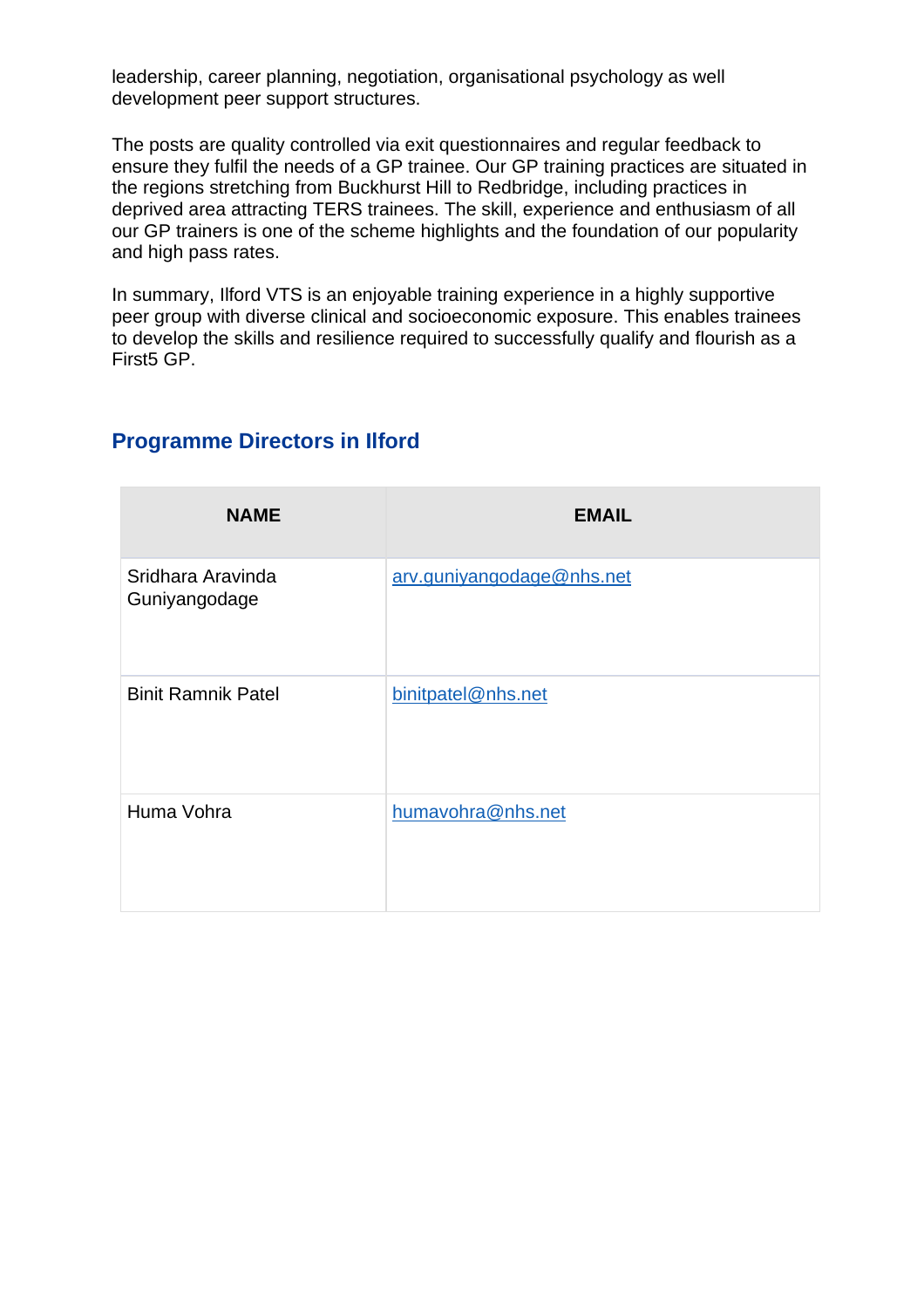leadership, career planning, negotiation, organisational psychology as well development peer support structures.

The posts are quality controlled via exit questionnaires and regular feedback to ensure they fulfil the needs of a GP trainee. Our GP training practices are situated in the regions stretching from Buckhurst Hill to Redbridge, including practices in deprived area attracting TERS trainees. The skill, experience and enthusiasm of all our GP trainers is one of the scheme highlights and the foundation of our popularity and high pass rates.

In summary, Ilford VTS is an enjoyable training experience in a highly supportive peer group with diverse clinical and socioeconomic exposure. This enables trainees to develop the skills and resilience required to successfully qualify and flourish as a First5 GP.

## Programme Directors in Ilford

| NAME | EMAIL |
|---|---|
| Sridhara Aravinda Guniyangodage | arv.guniyangodage@nhs.net |
| Binit Ramnik Patel | binitpatel@nhs.net |
| Huma Vohra | humavohra@nhs.net |